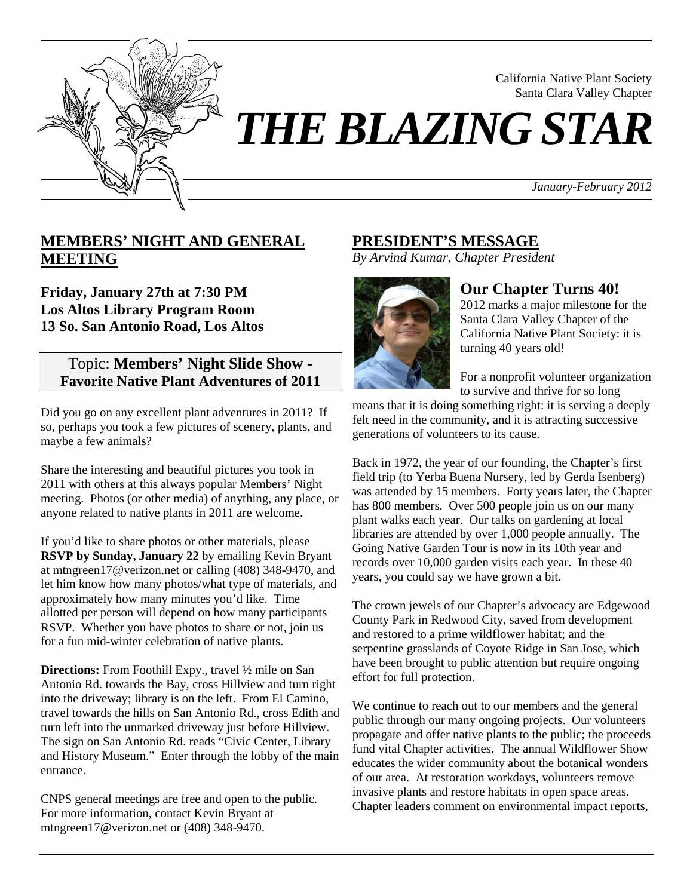California Native Plant Society
Santa Clara Valley Chapter

# *THE BLAZING STAR*

*January-February 2012*

## MEMBERS' NIGHT AND GENERAL MEETING

**Friday, January 27th at 7:30 PM**
**Los Altos Library Program Room**
**13 So. San Antonio Road, Los Altos**

Topic: **Members' Night Slide Show - Favorite Native Plant Adventures of 2011**

Did you go on any excellent plant adventures in 2011? If so, perhaps you took a few pictures of scenery, plants, and maybe a few animals?

Share the interesting and beautiful pictures you took in 2011 with others at this always popular Members' Night meeting. Photos (or other media) of anything, any place, or anyone related to native plants in 2011 are welcome.

If you'd like to share photos or other materials, please **RSVP by Sunday, January 22** by emailing Kevin Bryant at mtngreen17@verizon.net or calling (408) 348-9470, and let him know how many photos/what type of materials, and approximately how many minutes you'd like. Time allotted per person will depend on how many participants RSVP. Whether you have photos to share or not, join us for a fun mid-winter celebration of native plants.

**Directions:** From Foothill Expy., travel ½ mile on San Antonio Rd. towards the Bay, cross Hillview and turn right into the driveway; library is on the left. From El Camino, travel towards the hills on San Antonio Rd., cross Edith and turn left into the unmarked driveway just before Hillview. The sign on San Antonio Rd. reads "Civic Center, Library and History Museum." Enter through the lobby of the main entrance.

CNPS general meetings are free and open to the public. For more information, contact Kevin Bryant at mtngreen17@verizon.net or (408) 348-9470.

## PRESIDENT'S MESSAGE

*By Arvind Kumar, Chapter President*

### Our Chapter Turns 40!

2012 marks a major milestone for the Santa Clara Valley Chapter of the California Native Plant Society: it is turning 40 years old!

For a nonprofit volunteer organization to survive and thrive for so long means that it is doing something right: it is serving a deeply felt need in the community, and it is attracting successive generations of volunteers to its cause.

Back in 1972, the year of our founding, the Chapter's first field trip (to Yerba Buena Nursery, led by Gerda Isenberg) was attended by 15 members. Forty years later, the Chapter has 800 members. Over 500 people join us on our many plant walks each year. Our talks on gardening at local libraries are attended by over 1,000 people annually. The Going Native Garden Tour is now in its 10th year and records over 10,000 garden visits each year. In these 40 years, you could say we have grown a bit.

The crown jewels of our Chapter's advocacy are Edgewood County Park in Redwood City, saved from development and restored to a prime wildflower habitat; and the serpentine grasslands of Coyote Ridge in San Jose, which have been brought to public attention but require ongoing effort for full protection.

We continue to reach out to our members and the general public through our many ongoing projects. Our volunteers propagate and offer native plants to the public; the proceeds fund vital Chapter activities. The annual Wildflower Show educates the wider community about the botanical wonders of our area. At restoration workdays, volunteers remove invasive plants and restore habitats in open space areas. Chapter leaders comment on environmental impact reports,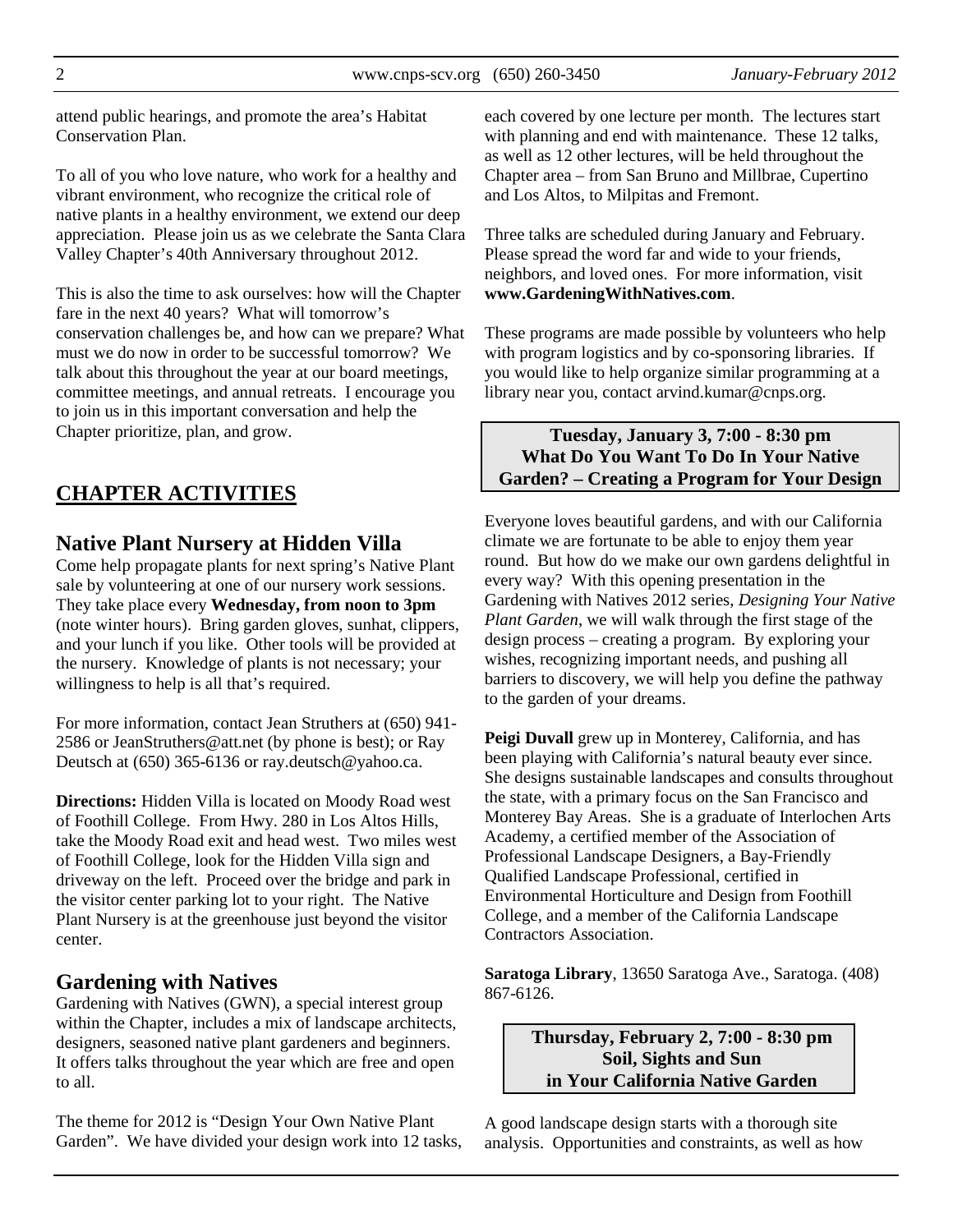attend public hearings, and promote the area's Habitat Conservation Plan.

To all of you who love nature, who work for a healthy and vibrant environment, who recognize the critical role of native plants in a healthy environment, we extend our deep appreciation. Please join us as we celebrate the Santa Clara Valley Chapter's 40th Anniversary throughout 2012.

This is also the time to ask ourselves: how will the Chapter fare in the next 40 years? What will tomorrow's conservation challenges be, and how can we prepare? What must we do now in order to be successful tomorrow? We talk about this throughout the year at our board meetings, committee meetings, and annual retreats. I encourage you to join us in this important conversation and help the Chapter prioritize, plan, and grow.

## CHAPTER ACTIVITIES

### Native Plant Nursery at Hidden Villa

Come help propagate plants for next spring's Native Plant sale by volunteering at one of our nursery work sessions. They take place every **Wednesday, from noon to 3pm** (note winter hours). Bring garden gloves, sunhat, clippers, and your lunch if you like. Other tools will be provided at the nursery. Knowledge of plants is not necessary; your willingness to help is all that's required.

For more information, contact Jean Struthers at (650) 941-2586 or JeanStruthers@att.net (by phone is best); or Ray Deutsch at (650) 365-6136 or ray.deutsch@yahoo.ca.

**Directions:** Hidden Villa is located on Moody Road west of Foothill College. From Hwy. 280 in Los Altos Hills, take the Moody Road exit and head west. Two miles west of Foothill College, look for the Hidden Villa sign and driveway on the left. Proceed over the bridge and park in the visitor center parking lot to your right. The Native Plant Nursery is at the greenhouse just beyond the visitor center.

### Gardening with Natives

Gardening with Natives (GWN), a special interest group within the Chapter, includes a mix of landscape architects, designers, seasoned native plant gardeners and beginners. It offers talks throughout the year which are free and open to all.

The theme for 2012 is "Design Your Own Native Plant Garden". We have divided your design work into 12 tasks, each covered by one lecture per month. The lectures start with planning and end with maintenance. These 12 talks, as well as 12 other lectures, will be held throughout the Chapter area – from San Bruno and Millbrae, Cupertino and Los Altos, to Milpitas and Fremont.

Three talks are scheduled during January and February. Please spread the word far and wide to your friends, neighbors, and loved ones. For more information, visit **www.GardeningWithNatives.com**.

These programs are made possible by volunteers who help with program logistics and by co-sponsoring libraries. If you would like to help organize similar programming at a library near you, contact arvind.kumar@cnps.org.

**Tuesday, January 3, 7:00 - 8:30 pm**
**What Do You Want To Do In Your Native Garden? – Creating a Program for Your Design**

Everyone loves beautiful gardens, and with our California climate we are fortunate to be able to enjoy them year round. But how do we make our own gardens delightful in every way? With this opening presentation in the Gardening with Natives 2012 series, *Designing Your Native Plant Garden*, we will walk through the first stage of the design process – creating a program. By exploring your wishes, recognizing important needs, and pushing all barriers to discovery, we will help you define the pathway to the garden of your dreams.

**Peigi Duvall** grew up in Monterey, California, and has been playing with California's natural beauty ever since. She designs sustainable landscapes and consults throughout the state, with a primary focus on the San Francisco and Monterey Bay Areas. She is a graduate of Interlochen Arts Academy, a certified member of the Association of Professional Landscape Designers, a Bay-Friendly Qualified Landscape Professional, certified in Environmental Horticulture and Design from Foothill College, and a member of the California Landscape Contractors Association.

**Saratoga Library**, 13650 Saratoga Ave., Saratoga. (408) 867-6126.

**Thursday, February 2, 7:00 - 8:30 pm**
**Soil, Sights and Sun in Your California Native Garden**

A good landscape design starts with a thorough site analysis. Opportunities and constraints, as well as how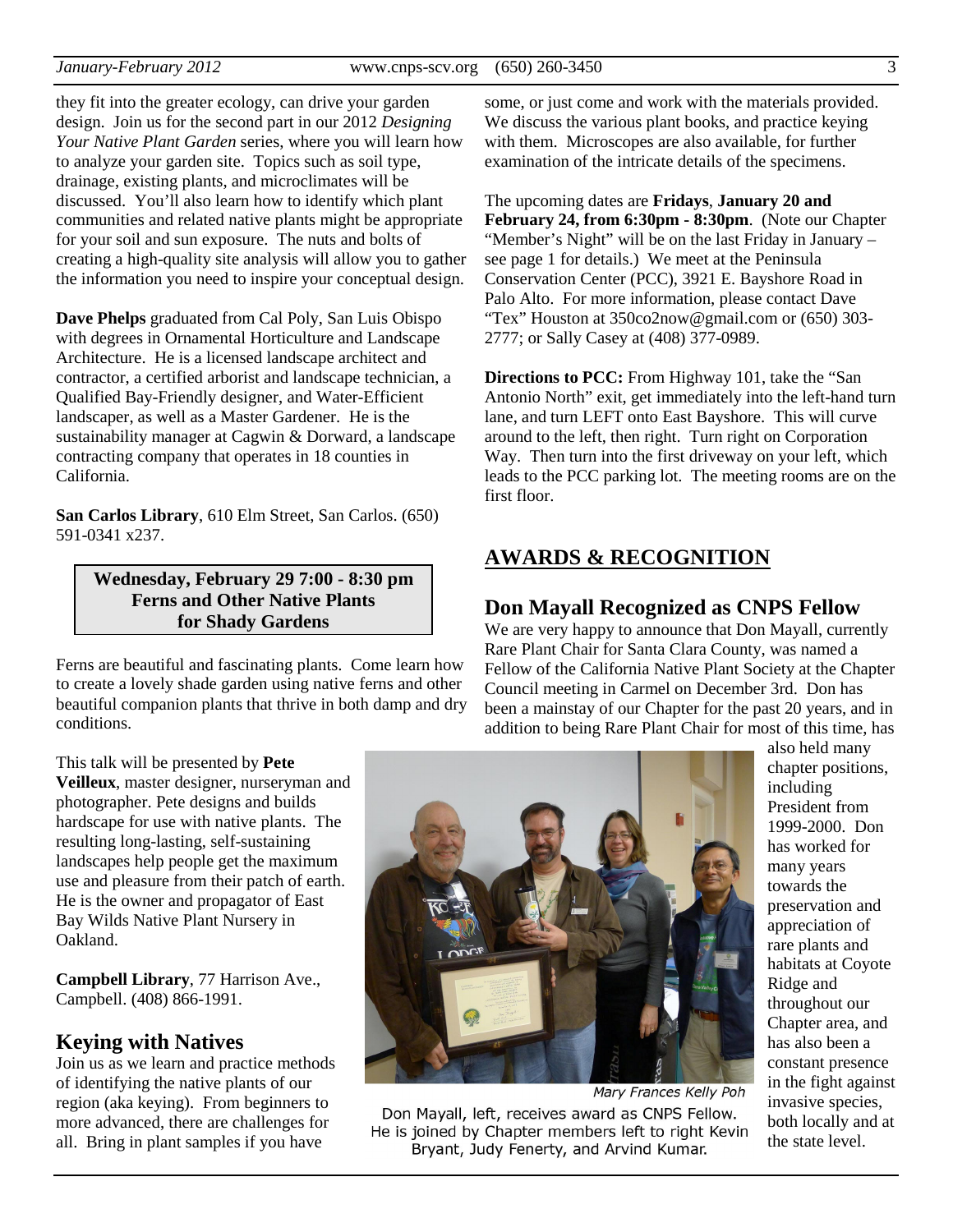they fit into the greater ecology, can drive your garden design. Join us for the second part in our 2012 *Designing Your Native Plant Garden* series, where you will learn how to analyze your garden site. Topics such as soil type, drainage, existing plants, and microclimates will be discussed. You'll also learn how to identify which plant communities and related native plants might be appropriate for your soil and sun exposure. The nuts and bolts of creating a high-quality site analysis will allow you to gather the information you need to inspire your conceptual design.

**Dave Phelps** graduated from Cal Poly, San Luis Obispo with degrees in Ornamental Horticulture and Landscape Architecture. He is a licensed landscape architect and contractor, a certified arborist and landscape technician, a Qualified Bay-Friendly designer, and Water-Efficient landscaper, as well as a Master Gardener. He is the sustainability manager at Cagwin & Dorward, a landscape contracting company that operates in 18 counties in California.

**San Carlos Library**, 610 Elm Street, San Carlos. (650) 591-0341 x237.

**Wednesday, February 29 7:00 - 8:30 pm**
**Ferns and Other Native Plants for Shady Gardens**

Ferns are beautiful and fascinating plants. Come learn how to create a lovely shade garden using native ferns and other beautiful companion plants that thrive in both damp and dry conditions.

This talk will be presented by **Pete Veilleux**, master designer, nurseryman and photographer. Pete designs and builds hardscape for use with native plants. The resulting long-lasting, self-sustaining landscapes help people get the maximum use and pleasure from their patch of earth. He is the owner and propagator of East Bay Wilds Native Plant Nursery in Oakland.

**Campbell Library**, 77 Harrison Ave., Campbell. (408) 866-1991.

## Keying with Natives

Join us as we learn and practice methods of identifying the native plants of our region (aka keying). From beginners to more advanced, there are challenges for all. Bring in plant samples if you have some, or just come and work with the materials provided. We discuss the various plant books, and practice keying with them. Microscopes are also available, for further examination of the intricate details of the specimens.

The upcoming dates are **Fridays**, **January 20 and February 24, from 6:30pm - 8:30pm**. (Note our Chapter "Member's Night" will be on the last Friday in January – see page 1 for details.) We meet at the Peninsula Conservation Center (PCC), 3921 E. Bayshore Road in Palo Alto. For more information, please contact Dave "Tex" Houston at 350co2now@gmail.com or (650) 303-2777; or Sally Casey at (408) 377-0989.

**Directions to PCC:** From Highway 101, take the "San Antonio North" exit, get immediately into the left-hand turn lane, and turn LEFT onto East Bayshore. This will curve around to the left, then right. Turn right on Corporation Way. Then turn into the first driveway on your left, which leads to the PCC parking lot. The meeting rooms are on the first floor.

# AWARDS & RECOGNITION

## Don Mayall Recognized as CNPS Fellow

We are very happy to announce that Don Mayall, currently Rare Plant Chair for Santa Clara County, was named a Fellow of the California Native Plant Society at the Chapter Council meeting in Carmel on December 3rd. Don has been a mainstay of our Chapter for the past 20 years, and in addition to being Rare Plant Chair for most of this time, has also held many chapter positions, including President from 1999-2000. Don has worked for many years towards the preservation and appreciation of rare plants and habitats at Coyote Ridge and throughout our Chapter area, and has also been a constant presence in the fight against invasive species, both locally and at the state level.

*Mary Frances Kelly Poh*

Don Mayall, left, receives award as CNPS Fellow. He is joined by Chapter members left to right Kevin Bryant, Judy Fenerty, and Arvind Kumar.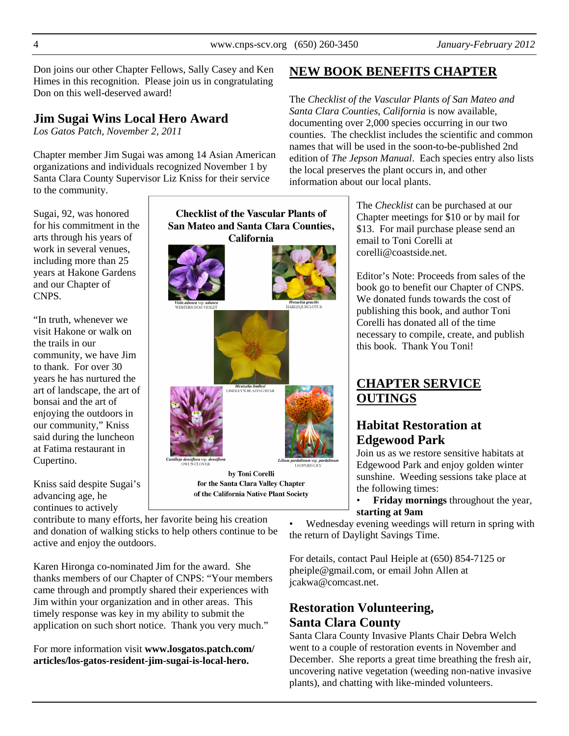Don joins our other Chapter Fellows, Sally Casey and Ken Himes in this recognition. Please join us in congratulating Don on this well-deserved award!

## Jim Sugai Wins Local Hero Award

*Los Gatos Patch, November 2, 2011*

Chapter member Jim Sugai was among 14 Asian American organizations and individuals recognized November 1 by Santa Clara County Supervisor Liz Kniss for their service to the community.

Sugai, 92, was honored for his commitment in the arts through his years of work in several venues, including more than 25 years at Hakone Gardens and our Chapter of CNPS.

"In truth, whenever we visit Hakone or walk on the trails in our community, we have Jim to thank. For over 30 years he has nurtured the art of landscape, the art of bonsai and the art of enjoying the outdoors in our community," Kniss said during the luncheon at Fatima restaurant in Cupertino.

Kniss said despite Sugai's advancing age, he continues to actively contribute to many efforts, her favorite being his creation and donation of walking sticks to help others continue to be active and enjoy the outdoors.

Karen Hironga co-nominated Jim for the award. She thanks members of our Chapter of CNPS: "Your members came through and promptly shared their experiences with Jim within your organization and in other areas. This timely response was key in my ability to submit the application on such short notice. Thank you very much."

For more information visit **www.losgatos.patch.com/articles/los-gatos-resident-jim-sugai-is-local-hero.**

**Checklist of the Vascular Plants of San Mateo and Santa Clara Counties, California**

*Viola adunca* ssp. *adunca* WESTERN DOG VIOLET

*Hosackia gracilis* HARLEQUIN LOTUS

*Mentzelia lindleyi* LINDLEY'S BLAZING STAR

*Castilleja densiflora* ssp. *densiflora* OWL'S-CLOVER

*Lilium pardalinum* ssp. *pardalinum* LEOPARD LILY

**by Toni Corelli**
**for the Santa Clara Valley Chapter**
**of the California Native Plant Society**

## NEW BOOK BENEFITS CHAPTER

The *Checklist of the Vascular Plants of San Mateo and Santa Clara Counties, California* is now available, documenting over 2,000 species occurring in our two counties. The checklist includes the scientific and common names that will be used in the soon-to-be-published 2nd edition of *The Jepson Manual*. Each species entry also lists the local preserves the plant occurs in, and other information about our local plants.

The *Checklist* can be purchased at our Chapter meetings for $10 or by mail for $13. For mail purchase please send an email to Toni Corelli at corelli@coastside.net.

Editor's Note: Proceeds from sales of the book go to benefit our Chapter of CNPS. We donated funds towards the cost of publishing this book, and author Toni Corelli has donated all of the time necessary to compile, create, and publish this book. Thank You Toni!

## CHAPTER SERVICE OUTINGS

### Habitat Restoration at Edgewood Park

Join us as we restore sensitive habitats at Edgewood Park and enjoy golden winter sunshine. Weeding sessions take place at the following times:

- **Friday mornings** throughout the year, **starting at 9am**
- Wednesday evening weedings will return in spring with the return of Daylight Savings Time.

For details, contact Paul Heiple at (650) 854-7125 or pheiple@gmail.com, or email John Allen at jcakwa@comcast.net.

### Restoration Volunteering, Santa Clara County

Santa Clara County Invasive Plants Chair Debra Welch went to a couple of restoration events in November and December. She reports a great time breathing the fresh air, uncovering native vegetation (weeding non-native invasive plants), and chatting with like-minded volunteers.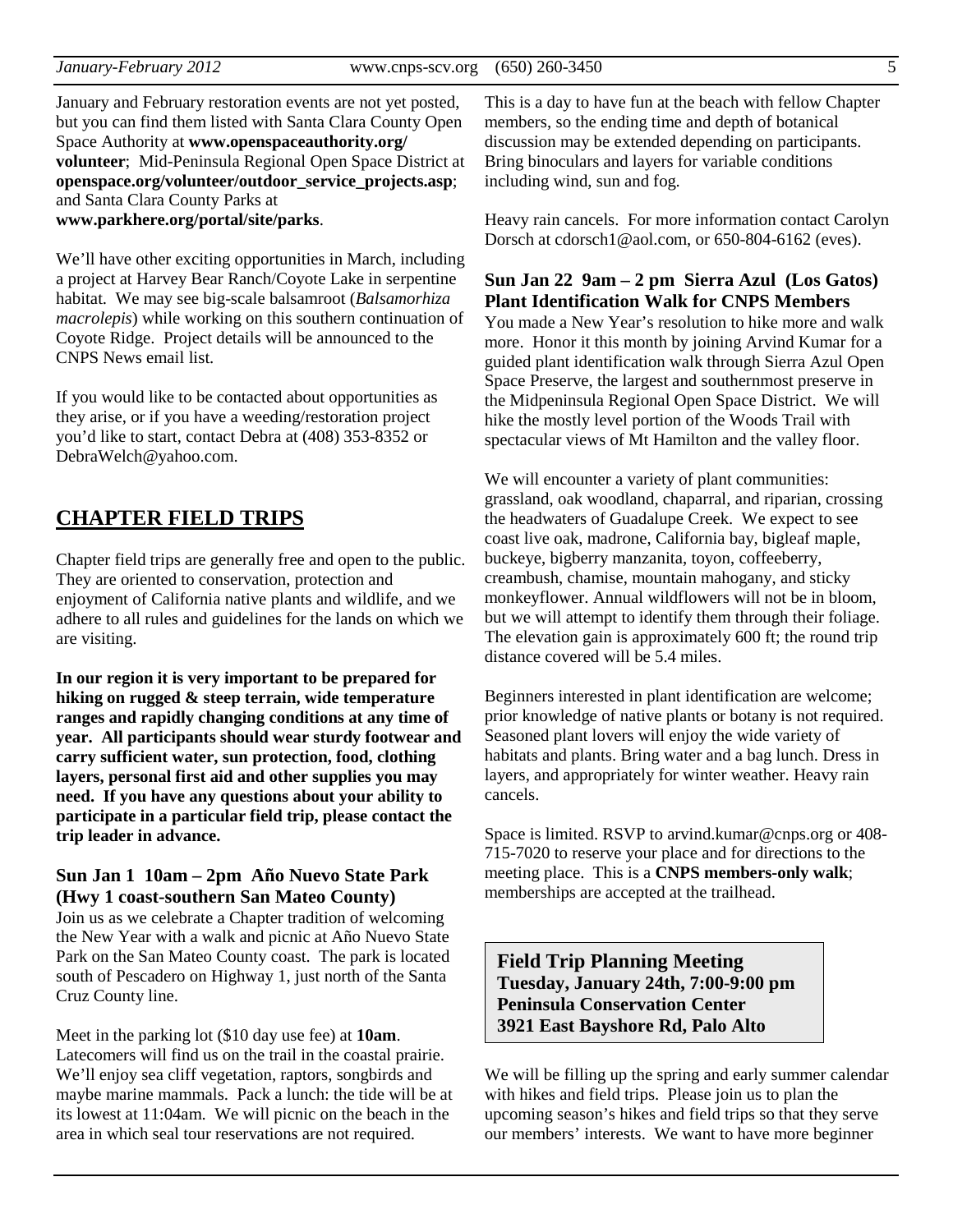January and February restoration events are not yet posted, but you can find them listed with Santa Clara County Open Space Authority at **www.openspaceauthority.org/volunteer**; Mid-Peninsula Regional Open Space District at **openspace.org/volunteer/outdoor_service_projects.asp**; and Santa Clara County Parks at **www.parkhere.org/portal/site/parks**.

We'll have other exciting opportunities in March, including a project at Harvey Bear Ranch/Coyote Lake in serpentine habitat. We may see big-scale balsamroot (*Balsamorhiza macrolepis*) while working on this southern continuation of Coyote Ridge. Project details will be announced to the CNPS News email list.

If you would like to be contacted about opportunities as they arise, or if you have a weeding/restoration project you'd like to start, contact Debra at (408) 353-8352 or DebraWelch@yahoo.com.

## CHAPTER FIELD TRIPS

Chapter field trips are generally free and open to the public. They are oriented to conservation, protection and enjoyment of California native plants and wildlife, and we adhere to all rules and guidelines for the lands on which we are visiting.

**In our region it is very important to be prepared for hiking on rugged & steep terrain, wide temperature ranges and rapidly changing conditions at any time of year. All participants should wear sturdy footwear and carry sufficient water, sun protection, food, clothing layers, personal first aid and other supplies you may need. If you have any questions about your ability to participate in a particular field trip, please contact the trip leader in advance.**

### Sun Jan 1 10am – 2pm Año Nuevo State Park (Hwy 1 coast-southern San Mateo County)

Join us as we celebrate a Chapter tradition of welcoming the New Year with a walk and picnic at Año Nuevo State Park on the San Mateo County coast. The park is located south of Pescadero on Highway 1, just north of the Santa Cruz County line.

Meet in the parking lot ($10 day use fee) at **10am**. Latecomers will find us on the trail in the coastal prairie. We'll enjoy sea cliff vegetation, raptors, songbirds and maybe marine mammals. Pack a lunch: the tide will be at its lowest at 11:04am. We will picnic on the beach in the area in which seal tour reservations are not required.

This is a day to have fun at the beach with fellow Chapter members, so the ending time and depth of botanical discussion may be extended depending on participants. Bring binoculars and layers for variable conditions including wind, sun and fog.

Heavy rain cancels. For more information contact Carolyn Dorsch at cdorsch1@aol.com, or 650-804-6162 (eves).

### Sun Jan 22 9am – 2 pm Sierra Azul (Los Gatos) Plant Identification Walk for CNPS Members

You made a New Year's resolution to hike more and walk more. Honor it this month by joining Arvind Kumar for a guided plant identification walk through Sierra Azul Open Space Preserve, the largest and southernmost preserve in the Midpeninsula Regional Open Space District. We will hike the mostly level portion of the Woods Trail with spectacular views of Mt Hamilton and the valley floor.

We will encounter a variety of plant communities: grassland, oak woodland, chaparral, and riparian, crossing the headwaters of Guadalupe Creek. We expect to see coast live oak, madrone, California bay, bigleaf maple, buckeye, bigberry manzanita, toyon, coffeeberry, creambush, chamise, mountain mahogany, and sticky monkeyflower. Annual wildflowers will not be in bloom, but we will attempt to identify them through their foliage. The elevation gain is approximately 600 ft; the round trip distance covered will be 5.4 miles.

Beginners interested in plant identification are welcome; prior knowledge of native plants or botany is not required. Seasoned plant lovers will enjoy the wide variety of habitats and plants. Bring water and a bag lunch. Dress in layers, and appropriately for winter weather. Heavy rain cancels.

Space is limited. RSVP to arvind.kumar@cnps.org or 408-715-7020 to reserve your place and for directions to the meeting place. This is a **CNPS members-only walk**; memberships are accepted at the trailhead.

**Field Trip Planning Meeting**
**Tuesday, January 24th, 7:00-9:00 pm**
**Peninsula Conservation Center**
**3921 East Bayshore Rd, Palo Alto**

We will be filling up the spring and early summer calendar with hikes and field trips. Please join us to plan the upcoming season's hikes and field trips so that they serve our members' interests. We want to have more beginner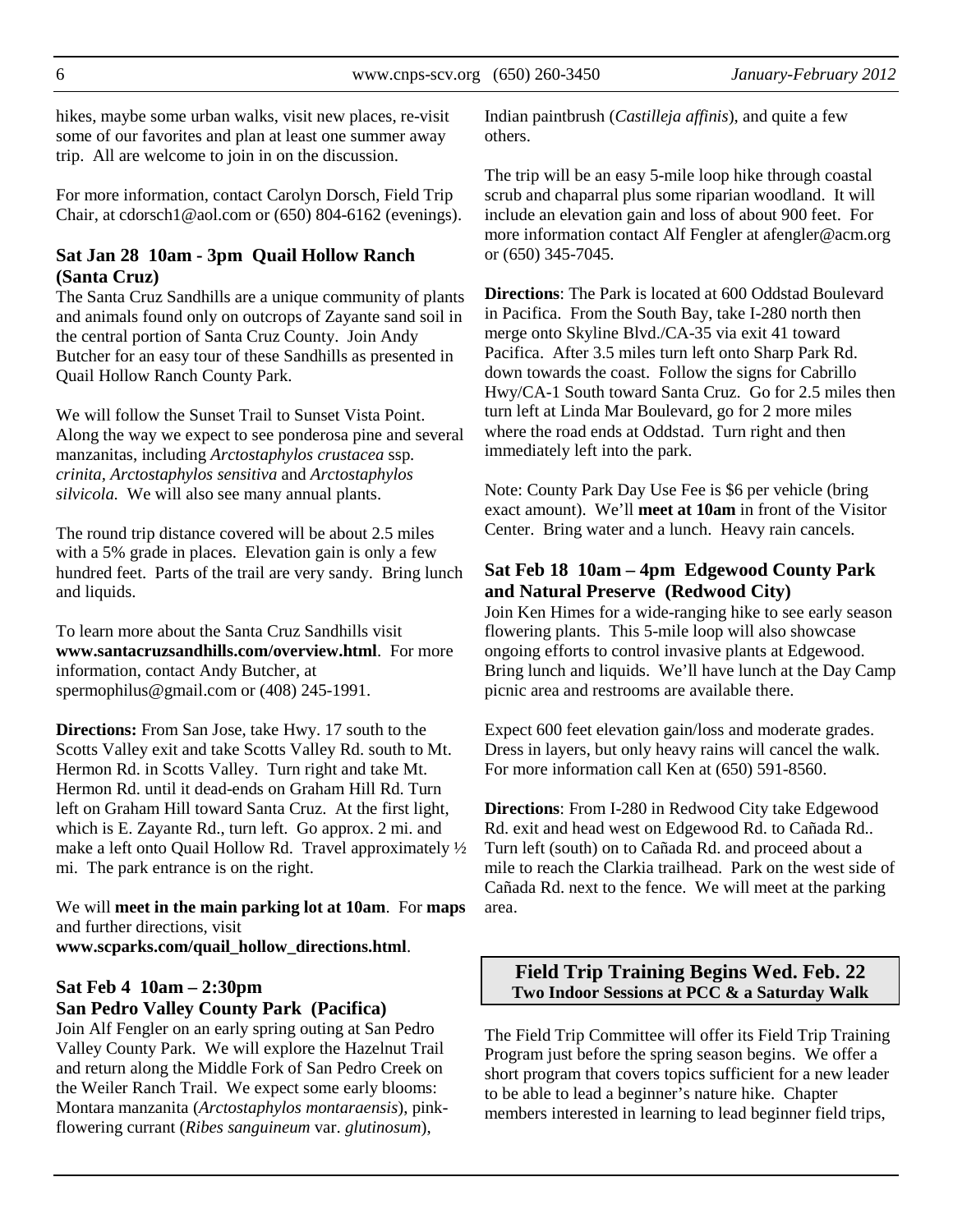hikes, maybe some urban walks, visit new places, re-visit some of our favorites and plan at least one summer away trip. All are welcome to join in on the discussion.

For more information, contact Carolyn Dorsch, Field Trip Chair, at cdorsch1@aol.com or (650) 804-6162 (evenings).

### Sat Jan 28 10am - 3pm Quail Hollow Ranch (Santa Cruz)

The Santa Cruz Sandhills are a unique community of plants and animals found only on outcrops of Zayante sand soil in the central portion of Santa Cruz County. Join Andy Butcher for an easy tour of these Sandhills as presented in Quail Hollow Ranch County Park.

We will follow the Sunset Trail to Sunset Vista Point. Along the way we expect to see ponderosa pine and several manzanitas, including *Arctostaphylos crustacea* ssp. *crinita, Arctostaphylos sensitiva* and *Arctostaphylos silvicola.* We will also see many annual plants.

The round trip distance covered will be about 2.5 miles with a 5% grade in places. Elevation gain is only a few hundred feet. Parts of the trail are very sandy. Bring lunch and liquids.

To learn more about the Santa Cruz Sandhills visit **www.santacruzsandhills.com/overview.html**. For more information, contact Andy Butcher, at spermophilus@gmail.com or (408) 245-1991.

**Directions:** From San Jose, take Hwy. 17 south to the Scotts Valley exit and take Scotts Valley Rd. south to Mt. Hermon Rd. in Scotts Valley. Turn right and take Mt. Hermon Rd. until it dead-ends on Graham Hill Rd. Turn left on Graham Hill toward Santa Cruz. At the first light, which is E. Zayante Rd., turn left. Go approx. 2 mi. and make a left onto Quail Hollow Rd. Travel approximately ½ mi. The park entrance is on the right.

We will **meet in the main parking lot at 10am**. For **maps** and further directions, visit **www.scparks.com/quail_hollow_directions.html**.

### Sat Feb 4 10am – 2:30pm San Pedro Valley County Park (Pacifica)

Join Alf Fengler on an early spring outing at San Pedro Valley County Park. We will explore the Hazelnut Trail and return along the Middle Fork of San Pedro Creek on the Weiler Ranch Trail. We expect some early blooms: Montara manzanita (*Arctostaphylos montaraensis*), pink-flowering currant (*Ribes sanguineum* var. *glutinosum*), Indian paintbrush (*Castilleja affinis*), and quite a few others.

The trip will be an easy 5-mile loop hike through coastal scrub and chaparral plus some riparian woodland. It will include an elevation gain and loss of about 900 feet. For more information contact Alf Fengler at afengler@acm.org or (650) 345-7045.

**Directions**: The Park is located at 600 Oddstad Boulevard in Pacifica. From the South Bay, take I-280 north then merge onto Skyline Blvd./CA-35 via exit 41 toward Pacifica. After 3.5 miles turn left onto Sharp Park Rd. down towards the coast. Follow the signs for Cabrillo Hwy/CA-1 South toward Santa Cruz. Go for 2.5 miles then turn left at Linda Mar Boulevard, go for 2 more miles where the road ends at Oddstad. Turn right and then immediately left into the park.

Note: County Park Day Use Fee is $6 per vehicle (bring exact amount). We'll **meet at 10am** in front of the Visitor Center. Bring water and a lunch. Heavy rain cancels.

### Sat Feb 18 10am – 4pm Edgewood County Park and Natural Preserve (Redwood City)

Join Ken Himes for a wide-ranging hike to see early season flowering plants. This 5-mile loop will also showcase ongoing efforts to control invasive plants at Edgewood. Bring lunch and liquids. We'll have lunch at the Day Camp picnic area and restrooms are available there.

Expect 600 feet elevation gain/loss and moderate grades. Dress in layers, but only heavy rains will cancel the walk. For more information call Ken at (650) 591-8560.

**Directions**: From I-280 in Redwood City take Edgewood Rd. exit and head west on Edgewood Rd. to Cañada Rd.. Turn left (south) on to Cañada Rd. and proceed about a mile to reach the Clarkia trailhead. Park on the west side of Cañada Rd. next to the fence. We will meet at the parking area.

### Field Trip Training Begins Wed. Feb. 22
**Two Indoor Sessions at PCC & a Saturday Walk**

The Field Trip Committee will offer its Field Trip Training Program just before the spring season begins. We offer a short program that covers topics sufficient for a new leader to be able to lead a beginner's nature hike. Chapter members interested in learning to lead beginner field trips,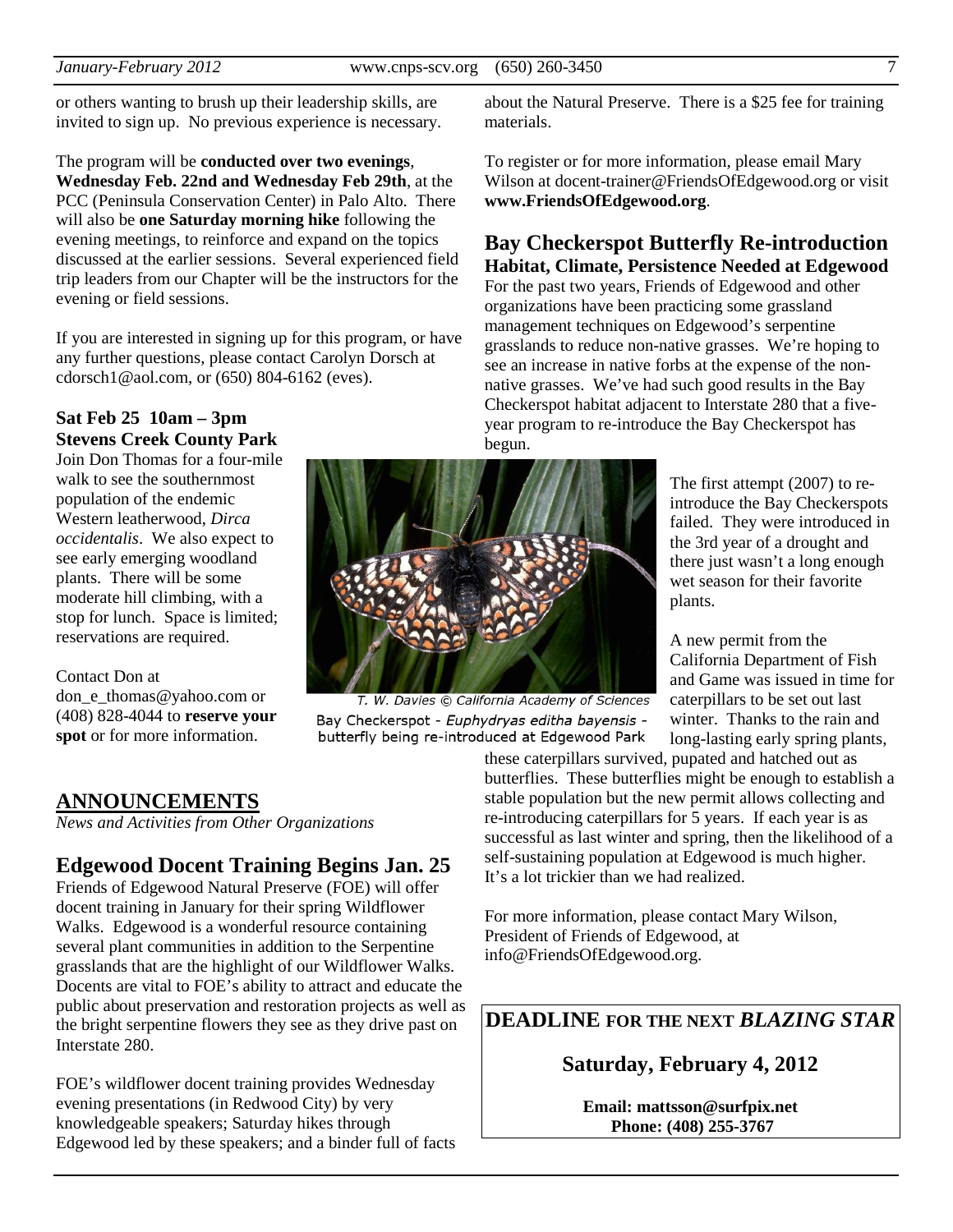or others wanting to brush up their leadership skills, are invited to sign up. No previous experience is necessary.

The program will be **conducted over two evenings**, **Wednesday Feb. 22nd and Wednesday Feb 29th**, at the PCC (Peninsula Conservation Center) in Palo Alto. There will also be **one Saturday morning hike** following the evening meetings, to reinforce and expand on the topics discussed at the earlier sessions. Several experienced field trip leaders from our Chapter will be the instructors for the evening or field sessions.

If you are interested in signing up for this program, or have any further questions, please contact Carolyn Dorsch at cdorsch1@aol.com, or (650) 804-6162 (eves).

**Sat Feb 25 10am – 3pm**
**Stevens Creek County Park**

Join Don Thomas for a four-mile walk to see the southernmost population of the endemic Western leatherwood, *Dirca occidentalis*. We also expect to see early emerging woodland plants. There will be some moderate hill climbing, with a stop for lunch. Space is limited; reservations are required.

Contact Don at don_e_thomas@yahoo.com or (408) 828-4044 to **reserve your spot** or for more information.

## ANNOUNCEMENTS

*News and Activities from Other Organizations*

## Edgewood Docent Training Begins Jan. 25

Friends of Edgewood Natural Preserve (FOE) will offer docent training in January for their spring Wildflower Walks. Edgewood is a wonderful resource containing several plant communities in addition to the Serpentine grasslands that are the highlight of our Wildflower Walks. Docents are vital to FOE's ability to attract and educate the public about preservation and restoration projects as well as the bright serpentine flowers they see as they drive past on Interstate 280.

FOE's wildflower docent training provides Wednesday evening presentations (in Redwood City) by very knowledgeable speakers; Saturday hikes through Edgewood led by these speakers; and a binder full of facts about the Natural Preserve. There is a $25 fee for training materials.

To register or for more information, please email Mary Wilson at docent-trainer@FriendsOfEdgewood.org or visit **www.FriendsOfEdgewood.org**.

## Bay Checkerspot Butterfly Re-introduction

### Habitat, Climate, Persistence Needed at Edgewood

For the past two years, Friends of Edgewood and other organizations have been practicing some grassland management techniques on Edgewood's serpentine grasslands to reduce non-native grasses. We're hoping to see an increase in native forbs at the expense of the non-native grasses. We've had such good results in the Bay Checkerspot habitat adjacent to Interstate 280 that a five-year program to re-introduce the Bay Checkerspot has begun.

*T. W. Davies © California Academy of Sciences*

Bay Checkerspot - *Euphydryas editha bayensis* - butterfly being re-introduced at Edgewood Park

The first attempt (2007) to re-introduce the Bay Checkerspots failed. They were introduced in the 3rd year of a drought and there just wasn't a long enough wet season for their favorite plants.

A new permit from the California Department of Fish and Game was issued in time for caterpillars to be set out last winter. Thanks to the rain and long-lasting early spring plants, these caterpillars survived, pupated and hatched out as butterflies. These butterflies might be enough to establish a stable population but the new permit allows collecting and re-introducing caterpillars for 5 years. If each year is as successful as last winter and spring, then the likelihood of a self-sustaining population at Edgewood is much higher. It's a lot trickier than we had realized.

For more information, please contact Mary Wilson, President of Friends of Edgewood, at info@FriendsOfEdgewood.org.

**DEADLINE FOR THE NEXT *BLAZING STAR***

**Saturday, February 4, 2012**

**Email: mattsson@surfpix.net**
**Phone: (408) 255-3767**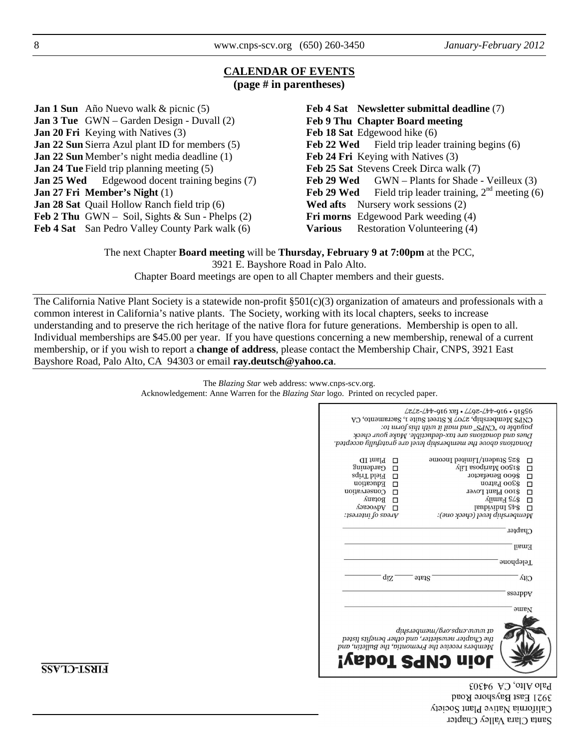## CALENDAR OF EVENTS
**(page # in parentheses)**

**Jan 1 Sun** Año Nuevo walk & picnic (5)
**Jan 3 Tue** GWN – Garden Design - Duvall (2)
**Jan 20 Fri** Keying with Natives (3)
**Jan 22 Sun** Sierra Azul plant ID for members (5)
**Jan 22 Sun** Member's night media deadline (1)
**Jan 24 Tue** Field trip planning meeting (5)
**Jan 25 Wed** Edgewood docent training begins (7)
**Jan 27 Fri** **Member's Night** (1)
**Jan 28 Sat** Quail Hollow Ranch field trip (6)
**Feb 2 Thu** GWN – Soil, Sights & Sun - Phelps (2)
**Feb 4 Sat** San Pedro Valley County Park walk (6)
**Feb 4 Sat** **Newsletter submittal deadline** (7)
**Feb 9 Thu** **Chapter Board meeting**
**Feb 18 Sat** Edgewood hike (6)
**Feb 22 Wed** Field trip leader training begins (6)
**Feb 24 Fri** Keying with Natives (3)
**Feb 25 Sat** Stevens Creek Dirca walk (7)
**Feb 29 Wed** GWN – Plants for Shade - Veilleux (3)
**Feb 29 Wed** Field trip leader training, 2nd meeting (6)
**Wed afts** Nursery work sessions (2)
**Fri morns** Edgewood Park weeding (4)
**Various** Restoration Volunteering (4)

The next Chapter **Board meeting** will be **Thursday, February 9 at 7:00pm** at the PCC, 3921 E. Bayshore Road in Palo Alto.
Chapter Board meetings are open to all Chapter members and their guests.

The California Native Plant Society is a statewide non-profit §501(c)(3) organization of amateurs and professionals with a common interest in California's native plants. The Society, working with its local chapters, seeks to increase understanding and to preserve the rich heritage of the native flora for future generations. Membership is open to all. Individual memberships are $45.00 per year. If you have questions concerning a new membership, renewal of a current membership, or if you wish to report a **change of address**, please contact the Membership Chair, CNPS, 3921 East Bayshore Road, Palo Alto, CA 94303 or email **ray.deutsch@yahoo.ca**.

The *Blazing Star* web address: www.cnps-scv.org.
Acknowledgement: Anne Warren for the *Blazing Star* logo. Printed on recycled paper.

Santa Clara Valley Chapter
California Native Plant Society
3921 East Bayshore Road
Palo Alto, CA 94303

FIRST-CLASS

## Join CNPS Today!

*Members receive the Fremontia, the Bulletin, and the Chapter newsletter, and other benefits listed at www.cnps.org/membership*

Name
Address
City State Zip
Telephone
Email
Chapter

*Membership level (check one):*
- ☐ $45 Individual
- ☐ $75 Family
- ☐ $100 Plant Lover
- ☐ $300 Patron
- ☐ $600 Benefactor
- ☐ $1500 Mariposa Lily
- ☐ $25 Student/Limited Income

*Areas of interest:*
- ☐ Advocacy
- ☐ Botany
- ☐ Conservation
- ☐ Education
- ☐ Field Trips
- ☐ Gardening
- ☐ Plant ID

*Donations above the membership level are gratefully accepted. Dues and donations are tax-deductible. Make your check payable to "CNPS" and mail it with this form to:*
CNPS Membership, 2707 K Street Suite 1, Sacramento, CA 95816 • 916-447-2677 • fax 916-447-2727